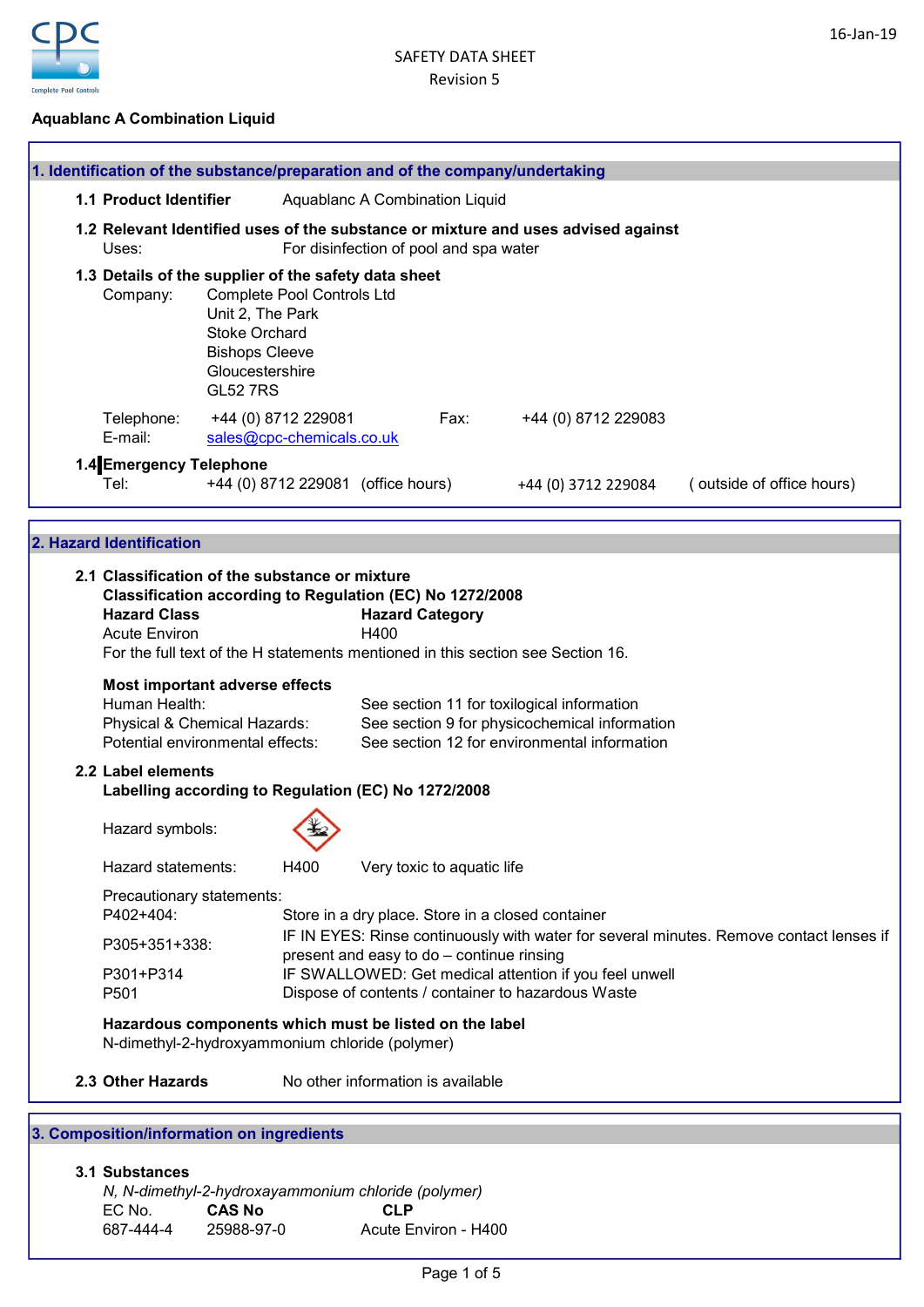SAFETY DATA SHEET
Revision 5

16-Jan-19

**Aquablanc A Combination Liquid**

## 1. Identification of the substance/preparation and of the company/undertaking

**1.1 Product Identifier** Aquablanc A Combination Liquid

**1.2 Relevant Identified uses of the substance or mixture and uses advised against**
Uses: For disinfection of pool and spa water

**1.3 Details of the supplier of the safety data sheet**
Company: Complete Pool Controls Ltd
Unit 2, The Park
Stoke Orchard
Bishops Cleeve
Gloucestershire
GL52 7RS

Telephone: +44 (0) 8712 229081 Fax: +44 (0) 8712 229083
E-mail: sales@cpc-chemicals.co.uk

**1.4 Emergency Telephone**
Tel: +44 (0) 8712 229081 (office hours) +44 (0) 3712 229084 ( outside of office hours)

## 2. Hazard Identification

**2.1 Classification of the substance or mixture**
**Classification according to Regulation (EC) No 1272/2008**

| Hazard Class | Hazard Category |
|---|---|
| Acute Environ | H400 |

For the full text of the H statements mentioned in this section see Section 16.

**Most important adverse effects**
Human Health: See section 11 for toxilogical information
Physical & Chemical Hazards: See section 9 for physicochemical information
Potential environmental effects: See section 12 for environmental information

**2.2 Label elements**
**Labelling according to Regulation (EC) No 1272/2008**

Hazard symbols:

Hazard statements: H400 Very toxic to aquatic life

Precautionary statements:

| | |
|---|---|
| P402+404: | Store in a dry place. Store in a closed container |
| P305+351+338: | IF IN EYES: Rinse continuously with water for several minutes. Remove contact lenses if present and easy to do – continue rinsing |
| P301+P314 | IF SWALLOWED: Get medical attention if you feel unwell |
| P501 | Dispose of contents / container to hazardous Waste |

**Hazardous components which must be listed on the label**
N-dimethyl-2-hydroxyammonium chloride (polymer)

**2.3 Other Hazards** No other information is available

## 3. Composition/information on ingredients

**3.1 Substances**
*N, N-dimethyl-2-hydroxayammonium chloride (polymer)*

| EC No. | CAS No | CLP |
|---|---|---|
| 687-444-4 | 25988-97-0 | Acute Environ - H400 |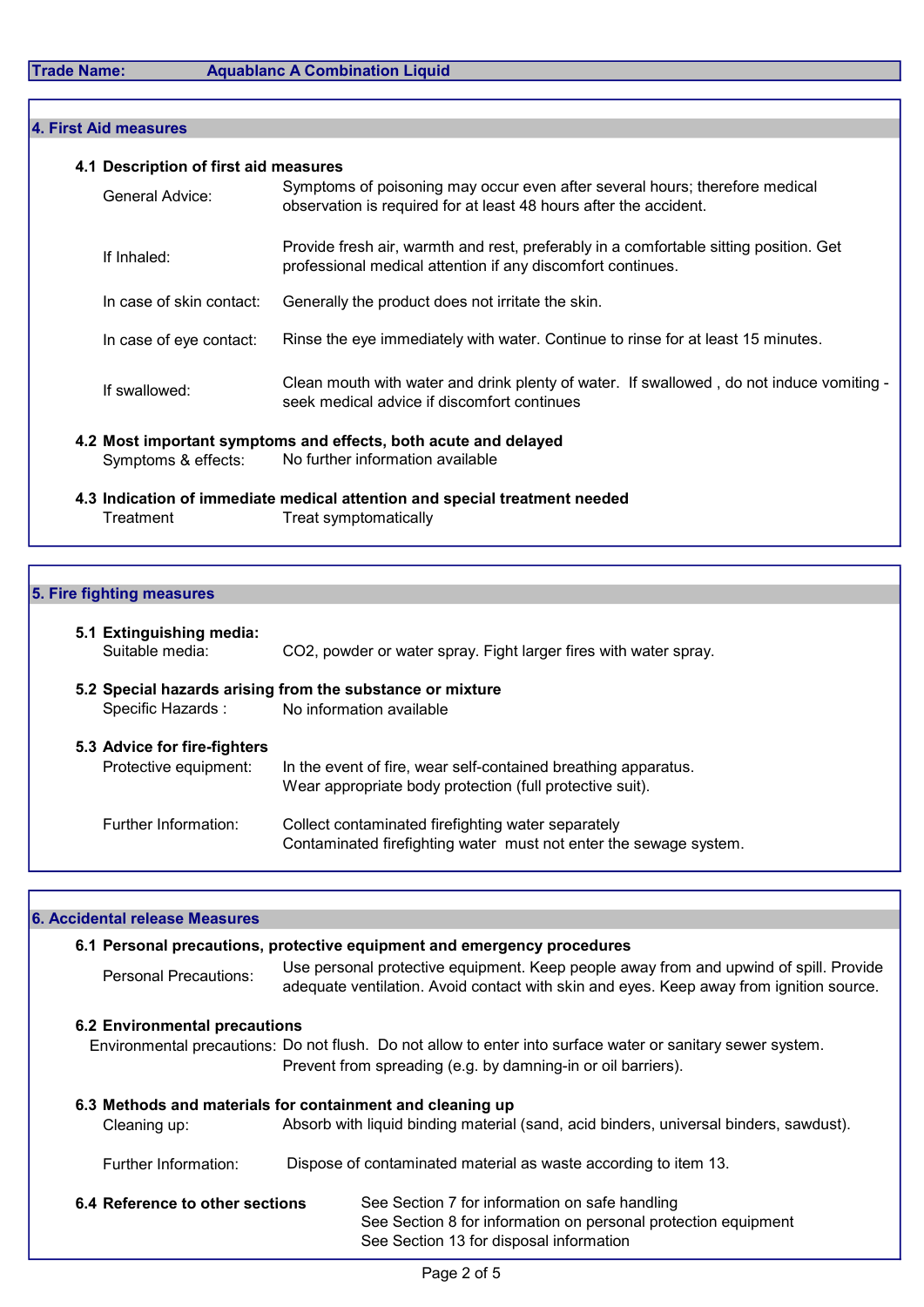**Trade Name:** Aquablanc A Combination Liquid

## 4. First Aid measures

### 4.1 Description of first aid measures

| | |
|---|---|
| General Advice: | Symptoms of poisoning may occur even after several hours; therefore medical observation is required for at least 48 hours after the accident. |
| If Inhaled: | Provide fresh air, warmth and rest, preferably in a comfortable sitting position. Get professional medical attention if any discomfort continues. |
| In case of skin contact: | Generally the product does not irritate the skin. |
| In case of eye contact: | Rinse the eye immediately with water. Continue to rinse for at least 15 minutes. |
| If swallowed: | Clean mouth with water and drink plenty of water. If swallowed , do not induce vomiting - seek medical advice if discomfort continues |

### 4.2 Most important symptoms and effects, both acute and delayed

Symptoms & effects: No further information available

### 4.3 Indication of immediate medical attention and special treatment needed

Treatment: Treat symptomatically

## 5. Fire fighting measures

### 5.1 Extinguishing media:

Suitable media: $CO_2$, powder or water spray. Fight larger fires with water spray.

### 5.2 Special hazards arising from the substance or mixture

Specific Hazards : No information available

### 5.3 Advice for fire-fighters

Protective equipment: In the event of fire, wear self-contained breathing apparatus. Wear appropriate body protection (full protective suit).

Further Information: Collect contaminated firefighting water separately. Contaminated firefighting water must not enter the sewage system.

## 6. Accidental release Measures

### 6.1 Personal precautions, protective equipment and emergency procedures

Personal Precautions: Use personal protective equipment. Keep people away from and upwind of spill. Provide adequate ventilation. Avoid contact with skin and eyes. Keep away from ignition source.

### 6.2 Environmental precautions

Environmental precautions: Do not flush. Do not allow to enter into surface water or sanitary sewer system. Prevent from spreading (e.g. by damning-in or oil barriers).

### 6.3 Methods and materials for containment and cleaning up

Cleaning up: Absorb with liquid binding material (sand, acid binders, universal binders, sawdust).

Further Information: Dispose of contaminated material as waste according to item 13.

### 6.4 Reference to other sections

See Section 7 for information on safe handling
See Section 8 for information on personal protection equipment
See Section 13 for disposal information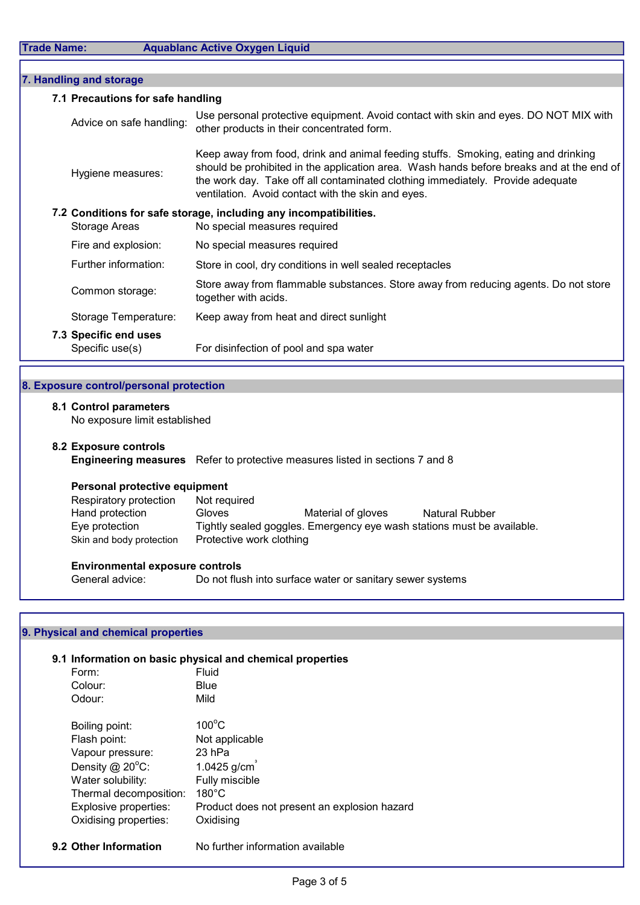**Trade Name:** Aquablanc Active Oxygen Liquid

## 7. Handling and storage

### 7.1 Precautions for safe handling

| | |
|---|---|
| Advice on safe handling: | Use personal protective equipment. Avoid contact with skin and eyes. DO NOT MIX with other products in their concentrated form. |
| Hygiene measures: | Keep away from food, drink and animal feeding stuffs. Smoking, eating and drinking should be prohibited in the application area. Wash hands before breaks and at the end of the work day. Take off all contaminated clothing immediately. Provide adequate ventilation. Avoid contact with the skin and eyes. |

### 7.2 Conditions for safe storage, including any incompatibilities.

| | |
|---|---|
| Storage Areas | No special measures required |
| Fire and explosion: | No special measures required |
| Further information: | Store in cool, dry conditions in well sealed receptacles |
| Common storage: | Store away from flammable substances. Store away from reducing agents. Do not store together with acids. |
| Storage Temperature: | Keep away from heat and direct sunlight |

### 7.3 Specific end uses

| | |
|---|---|
| Specific use(s) | For disinfection of pool and spa water |

## 8. Exposure control/personal protection

### 8.1 Control parameters

No exposure limit established

### 8.2 Exposure controls

**Engineering measures** Refer to protective measures listed in sections 7 and 8

**Personal protective equipment**

| | | | |
|---|---|---|---|
| Respiratory protection | Not required | | |
| Hand protection | Gloves | Material of gloves | Natural Rubber |
| Eye protection | Tightly sealed goggles. Emergency eye wash stations must be available. | | |
| Skin and body protection | Protective work clothing | | |

**Environmental exposure controls**

| | |
|---|---|
| General advice: | Do not flush into surface water or sanitary sewer systems |

## 9. Physical and chemical properties

### 9.1 Information on basic physical and chemical properties

| | |
|---|---|
| Form: | Fluid |
| Colour: | Blue |
| Odour: | Mild |
| | |
| Boiling point: | 100°C |
| Flash point: | Not applicable |
| Vapour pressure: | 23 hPa |
| Density @ 20°C: | 1.0425 g/cm$^3$ |
| Water solubility: | Fully miscible |
| Thermal decomposition: | 180°C |
| Explosive properties: | Product does not present an explosion hazard |
| Oxidising properties: | Oxidising |

### 9.2 Other Information

No further information available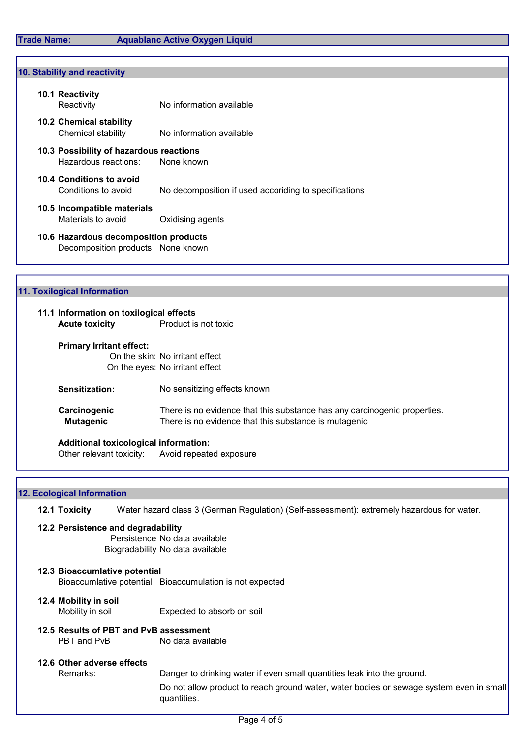**Trade Name:** Aquablanc Active Oxygen Liquid

## 10. Stability and reactivity

### 10.1 Reactivity

Reactivity — No information available

### 10.2 Chemical stability

Chemical stability — No information available

### 10.3 Possibility of hazardous reactions

Hazardous reactions: — None known

### 10.4 Conditions to avoid

Conditions to avoid — No decomposition if used accoriding to specifications

### 10.5 Incompatible materials

Materials to avoid — Oxidising agents

### 10.6 Hazardous decomposition products

Decomposition products — None known

## 11. Toxilogical Information

### 11.1 Information on toxilogical effects

**Acute toxicity** — Product is not toxic

**Primary Irritant effect:**

On the skin: No irritant effect
On the eyes: No irritant effect

**Sensitization:** — No sensitizing effects known

**Carcinogenic** — There is no evidence that this substance has any carcinogenic properties.
**Mutagenic** — There is no evidence that this substance is mutagenic

**Additional toxicological information:**

Other relevant toxicity: — Avoid repeated exposure

## 12. Ecological Information

### 12.1 Toxicity

Water hazard class 3 (German Regulation) (Self-assessment): extremely hazardous for water.

### 12.2 Persistence and degradability

Persistence — No data available
Biogradability — No data available

### 12.3 Bioaccumlative potential

Bioaccumlative potential — Bioaccumulation is not expected

### 12.4 Mobility in soil

Mobility in soil — Expected to absorb on soil

### 12.5 Results of PBT and PvB assessment

PBT and PvB — No data available

### 12.6 Other adverse effects

Remarks:

Danger to drinking water if even small quantities leak into the ground.

Do not allow product to reach ground water, water bodies or sewage system even in small quantities.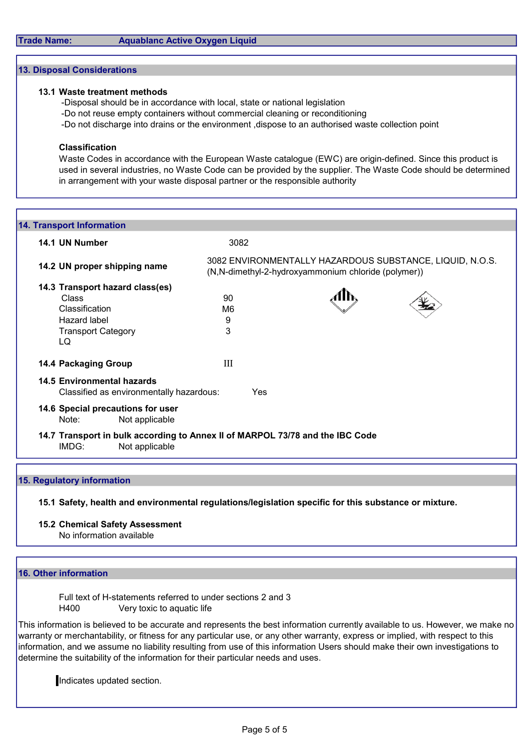**Trade Name:** **Aquablanc Active Oxygen Liquid**

## 13. Disposal Considerations

**13.1 Waste treatment methods**

-Disposal should be in accordance with local, state or national legislation
-Do not reuse empty containers without commercial cleaning or reconditioning
-Do not discharge into drains or the environment ,dispose to an authorised waste collection point

**Classification**

Waste Codes in accordance with the European Waste catalogue (EWC) are origin-defined. Since this product is used in several industries, no Waste Code can be provided by the supplier. The Waste Code should be determined in arrangement with your waste disposal partner or the responsible authority

## 14. Transport Information

**14.1 UN Number** 3082

**14.2 UN proper shipping name** 3082 ENVIRONMENTALLY HAZARDOUS SUBSTANCE, LIQUID, N.O.S. (N,N-dimethyl-2-hydroxyammonium chloride (polymer))

**14.3 Transport hazard class(es)**

| | |
|---|---|
| Class | 90 |
| Classification | M6 |
| Hazard label | 9 |
| Transport Category | 3 |
| LQ | |

**14.4 Packaging Group** III

**14.5 Environmental hazards**

Classified as environmentally hazardous: Yes

**14.6 Special precautions for user**

Note: Not applicable

**14.7 Transport in bulk according to Annex II of MARPOL 73/78 and the IBC Code**

IMDG: Not applicable

## 15. Regulatory information

**15.1 Safety, health and environmental regulations/legislation specific for this substance or mixture.**

**15.2 Chemical Safety Assessment**

No information available

## 16. Other information

Full text of H-statements referred to under sections 2 and 3

H400 Very toxic to aquatic life

This information is believed to be accurate and represents the best information currently available to us. However, we make no warranty or merchantability, or fitness for any particular use, or any other warranty, express or implied, with respect to this information, and we assume no liability resulting from use of this information Users should make their own investigations to determine the suitability of the information for their particular needs and uses.

Indicates updated section.